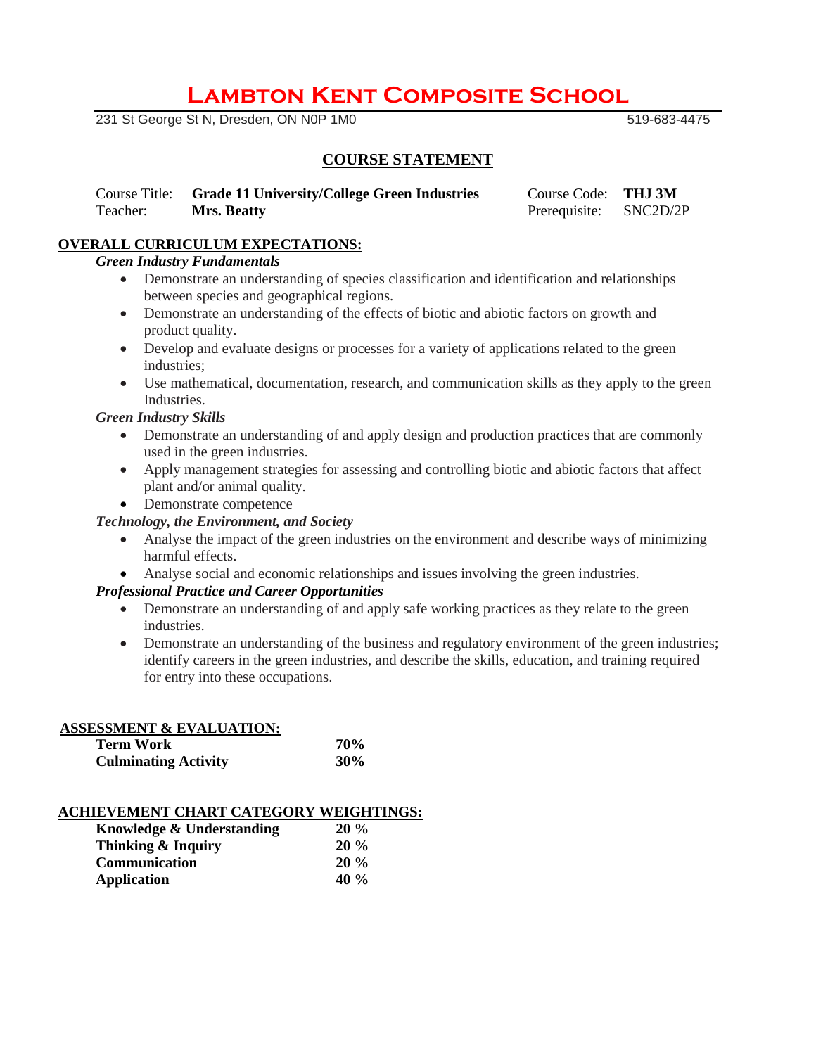# Lambton Kent Composite School

231 St George St N, Dresden, ON N0P 1M0 519-683-4475

## COURSE STATEMENT

Course Title: **Grade 11 University/College Green Industries** Course Code: **THJ 3M**
Teacher: **Mrs. Beatty** Prerequisite: SNC2D/2P

### OVERALL CURRICULUM EXPECTATIONS:

***Green Industry Fundamentals***

- Demonstrate an understanding of species classification and identification and relationships between species and geographical regions.
- Demonstrate an understanding of the effects of biotic and abiotic factors on growth and product quality.
- Develop and evaluate designs or processes for a variety of applications related to the green industries;
- Use mathematical, documentation, research, and communication skills as they apply to the green Industries.

***Green Industry Skills***

- Demonstrate an understanding of and apply design and production practices that are commonly used in the green industries.
- Apply management strategies for assessing and controlling biotic and abiotic factors that affect plant and/or animal quality.
- Demonstrate competence

***Technology, the Environment, and Society***

- Analyse the impact of the green industries on the environment and describe ways of minimizing harmful effects.
- Analyse social and economic relationships and issues involving the green industries.

***Professional Practice and Career Opportunities***

- Demonstrate an understanding of and apply safe working practices as they relate to the green industries.
- Demonstrate an understanding of the business and regulatory environment of the green industries; identify careers in the green industries, and describe the skills, education, and training required for entry into these occupations.

### ASSESSMENT & EVALUATION:

| | |
|---|---|
| **Term Work** | **70%** |
| **Culminating Activity** | **30%** |

### ACHIEVEMENT CHART CATEGORY WEIGHTINGS:

| | |
|---|---|
| **Knowledge & Understanding** | **20 %** |
| **Thinking & Inquiry** | **20 %** |
| **Communication** | **20 %** |
| **Application** | **40 %** |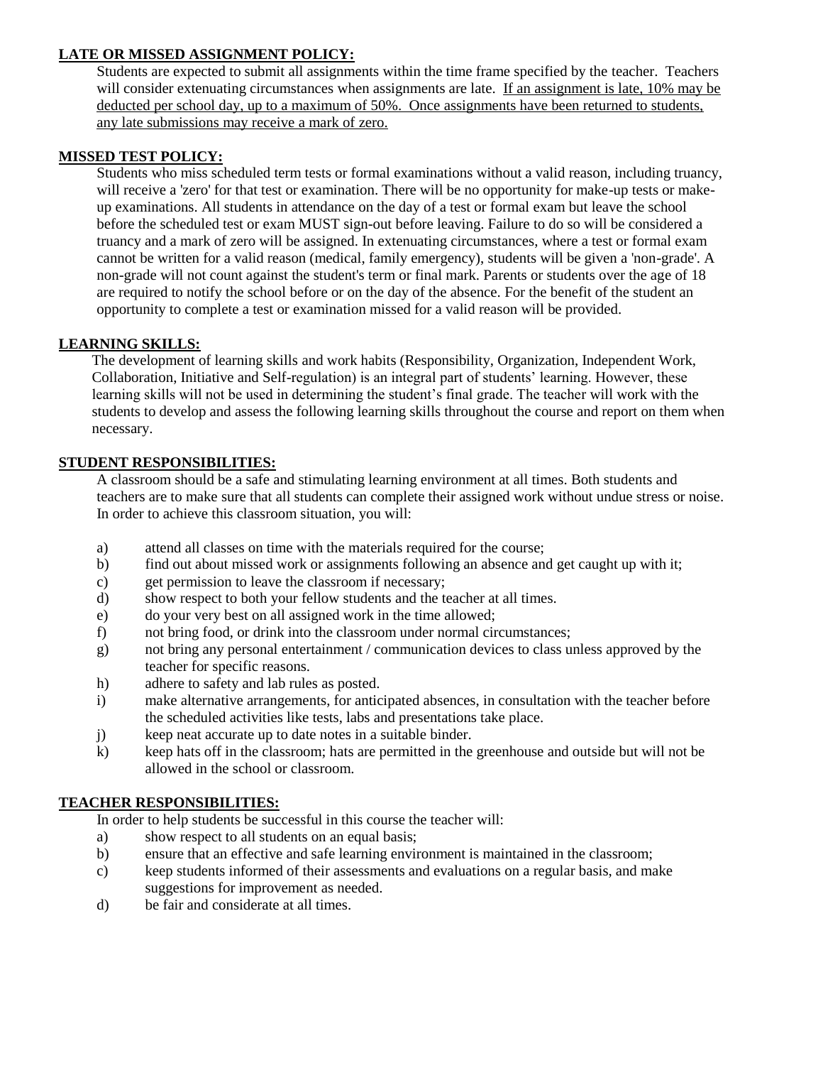**LATE OR MISSED ASSIGNMENT POLICY:**

Students are expected to submit all assignments within the time frame specified by the teacher. Teachers will consider extenuating circumstances when assignments are late. <u>If an assignment is late, 10% may be deducted per school day, up to a maximum of 50%. Once assignments have been returned to students, any late submissions may receive a mark of zero.</u>

**MISSED TEST POLICY:**

Students who miss scheduled term tests or formal examinations without a valid reason, including truancy, will receive a 'zero' for that test or examination. There will be no opportunity for make-up tests or make-up examinations. All students in attendance on the day of a test or formal exam but leave the school before the scheduled test or exam MUST sign-out before leaving. Failure to do so will be considered a truancy and a mark of zero will be assigned. In extenuating circumstances, where a test or formal exam cannot be written for a valid reason (medical, family emergency), students will be given a 'non-grade'. A non-grade will not count against the student's term or final mark. Parents or students over the age of 18 are required to notify the school before or on the day of the absence. For the benefit of the student an opportunity to complete a test or examination missed for a valid reason will be provided.

**LEARNING SKILLS:**

The development of learning skills and work habits (Responsibility, Organization, Independent Work, Collaboration, Initiative and Self-regulation) is an integral part of students' learning. However, these learning skills will not be used in determining the student's final grade. The teacher will work with the students to develop and assess the following learning skills throughout the course and report on them when necessary.

**STUDENT RESPONSIBILITIES:**

A classroom should be a safe and stimulating learning environment at all times. Both students and teachers are to make sure that all students can complete their assigned work without undue stress or noise. In order to achieve this classroom situation, you will:

a) attend all classes on time with the materials required for the course;
b) find out about missed work or assignments following an absence and get caught up with it;
c) get permission to leave the classroom if necessary;
d) show respect to both your fellow students and the teacher at all times.
e) do your very best on all assigned work in the time allowed;
f) not bring food, or drink into the classroom under normal circumstances;
g) not bring any personal entertainment / communication devices to class unless approved by the teacher for specific reasons.
h) adhere to safety and lab rules as posted.
i) make alternative arrangements, for anticipated absences, in consultation with the teacher before the scheduled activities like tests, labs and presentations take place.
j) keep neat accurate up to date notes in a suitable binder.
k) keep hats off in the classroom; hats are permitted in the greenhouse and outside but will not be allowed in the school or classroom.

**TEACHER RESPONSIBILITIES:**

In order to help students be successful in this course the teacher will:

a) show respect to all students on an equal basis;
b) ensure that an effective and safe learning environment is maintained in the classroom;
c) keep students informed of their assessments and evaluations on a regular basis, and make suggestions for improvement as needed.
d) be fair and considerate at all times.